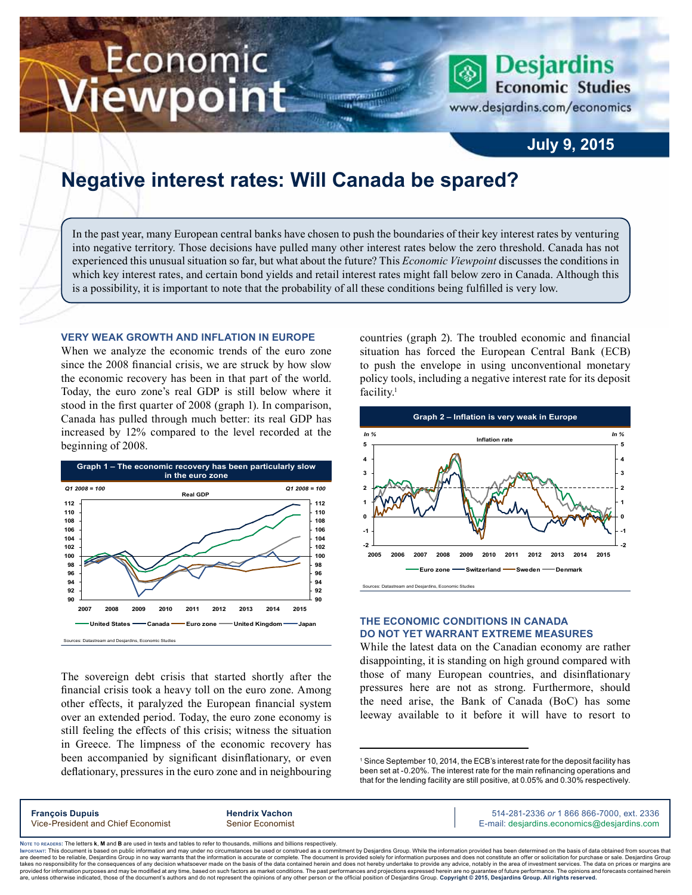# Economic Viewpoint

Desjardins Economic Studies
www.desjardins.com/economics

**July 9, 2015**

# Negative interest rates: Will Canada be spared?

In the past year, many European central banks have chosen to push the boundaries of their key interest rates by venturing into negative territory. Those decisions have pulled many other interest rates below the zero threshold. Canada has not experienced this unusual situation so far, but what about the future? This *Economic Viewpoint* discusses the conditions in which key interest rates, and certain bond yields and retail interest rates might fall below zero in Canada. Although this is a possibility, it is important to note that the probability of all these conditions being fulfilled is very low.

## VERY WEAK GROWTH AND INFLATION IN EUROPE

When we analyze the economic trends of the euro zone since the 2008 financial crisis, we are struck by how slow the economic recovery has been in that part of the world. Today, the euro zone's real GDP is still below where it stood in the first quarter of 2008 (graph 1). In comparison, Canada has pulled through much better: its real GDP has increased by 12% compared to the level recorded at the beginning of 2008.

**Graph 1 – The economic recovery has been particularly slow in the euro zone**

Sources: Datastream and Desjardins, Economic Studies

The sovereign debt crisis that started shortly after the financial crisis took a heavy toll on the euro zone. Among other effects, it paralyzed the European financial system over an extended period. Today, the euro zone economy is still feeling the effects of this crisis; witness the situation in Greece. The limpness of the economic recovery has been accompanied by significant disinflationary, or even deflationary, pressures in the euro zone and in neighbouring countries (graph 2). The troubled economic and financial situation has forced the European Central Bank (ECB) to push the envelope in using unconventional monetary policy tools, including a negative interest rate for its deposit facility.[1]

**Graph 2 – Inflation is very weak in Europe**

Sources: Datastream and Desjardins, Economic Studies

## THE ECONOMIC CONDITIONS IN CANADA DO NOT YET WARRANT EXTREME MEASURES

While the latest data on the Canadian economy are rather disappointing, it is standing on high ground compared with those of many European countries, and disinflationary pressures here are not as strong. Furthermore, should the need arise, the Bank of Canada (BoC) has some leeway available to it before it will have to resort to

[1] Since September 10, 2014, the ECB's interest rate for the deposit facility has been set at -0.20%. The interest rate for the main refinancing operations and that for the lending facility are still positive, at 0.05% and 0.30% respectively.

**François Dupuis**
Vice-President and Chief Economist

**Hendrix Vachon**
Senior Economist

514-281-2336 *or* 1 866 866-7000, ext. 2336
E-mail: desjardins.economics@desjardins.com

Note to readers: The letters **k**, **M** and **B** are used in texts and tables to refer to thousands, millions and billions respectively.
Important: This document is based on public information and may under no circumstances be used or construed as a commitment by Desjardins Group. While the information provided has been determined on the basis of data obtained from sources that are deemed to be reliable, Desjardins Group in no way warrants that the information is accurate or complete. The document is provided solely for information purposes and does not constitute an offer or solicitation for purchase or sale. Desjardins Group takes no responsibility for the consequences of any decision whatsoever made on the basis of the data contained herein and does not hereby undertake to provide any advice, notably in the area of investment services. The data on prices or margins are provided for information purposes and may be modified at any time, based on such factors as market conditions. The past performances and projections expressed herein are no guarantee of future performance. The opinions and forecasts contained herein are, unless otherwise indicated, those of the document's authors and do not represent the opinions of any other person or the official position of Desjardins Group. **Copyright © 2015, Desjardins Group. All rights reserved.**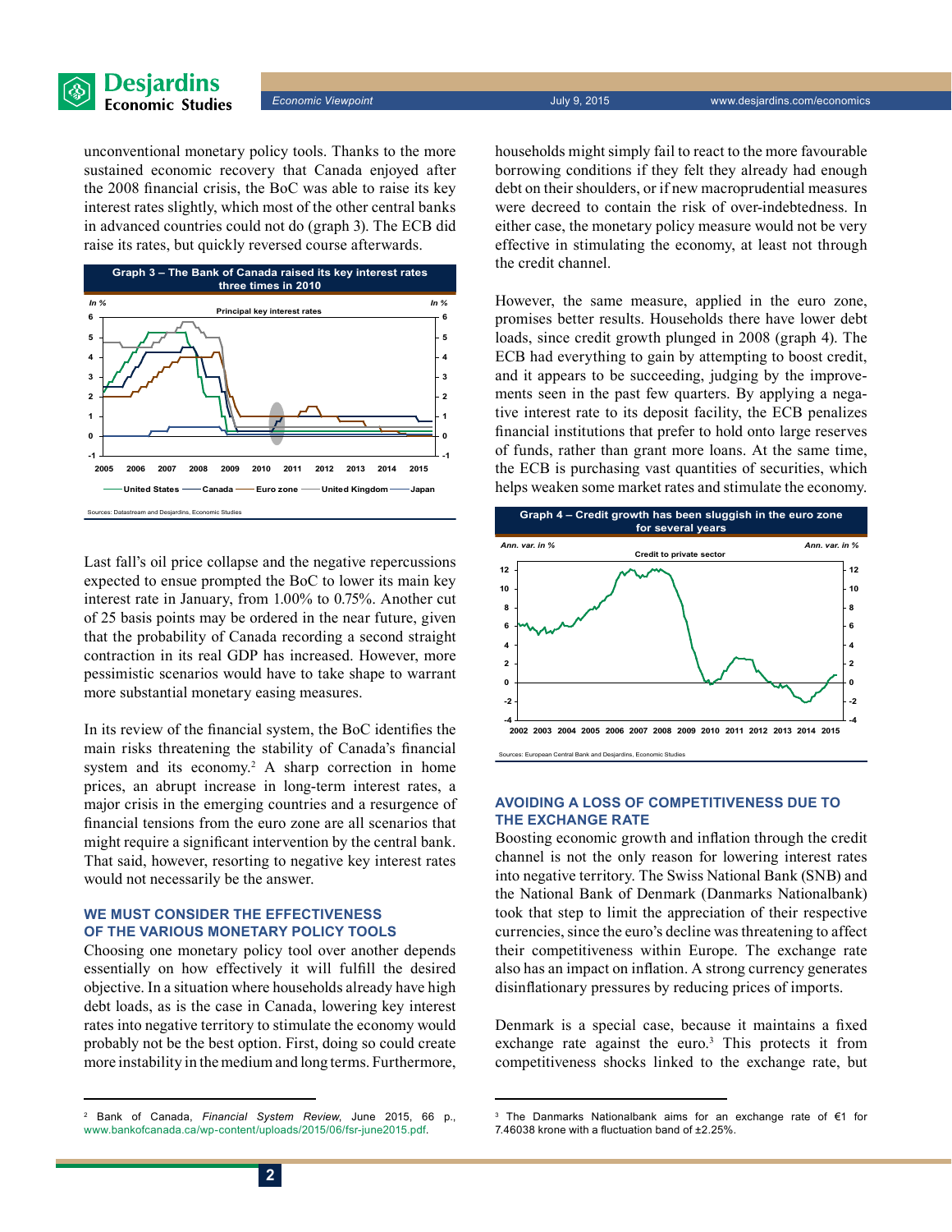unconventional monetary policy tools. Thanks to the more sustained economic recovery that Canada enjoyed after the 2008 financial crisis, the BoC was able to raise its key interest rates slightly, which most of the other central banks in advanced countries could not do (graph 3). The ECB did raise its rates, but quickly reversed course afterwards.

**Graph 3 – The Bank of Canada raised its key interest rates three times in 2010**

Principal key interest rates

Sources: Datastream and Desjardins, Economic Studies

Last fall's oil price collapse and the negative repercussions expected to ensue prompted the BoC to lower its main key interest rate in January, from 1.00% to 0.75%. Another cut of 25 basis points may be ordered in the near future, given that the probability of Canada recording a second straight contraction in its real GDP has increased. However, more pessimistic scenarios would have to take shape to warrant more substantial monetary easing measures.

In its review of the financial system, the BoC identifies the main risks threatening the stability of Canada's financial system and its economy.[2] A sharp correction in home prices, an abrupt increase in long-term interest rates, a major crisis in the emerging countries and a resurgence of financial tensions from the euro zone are all scenarios that might require a significant intervention by the central bank. That said, however, resorting to negative key interest rates would not necessarily be the answer.

## WE MUST CONSIDER THE EFFECTIVENESS OF THE VARIOUS MONETARY POLICY TOOLS

Choosing one monetary policy tool over another depends essentially on how effectively it will fulfill the desired objective. In a situation where households already have high debt loads, as is the case in Canada, lowering key interest rates into negative territory to stimulate the economy would probably not be the best option. First, doing so could create more instability in the medium and long terms. Furthermore, households might simply fail to react to the more favourable borrowing conditions if they felt they already had enough debt on their shoulders, or if new macroprudential measures were decreed to contain the risk of over-indebtedness. In either case, the monetary policy measure would not be very effective in stimulating the economy, at least not through the credit channel.

However, the same measure, applied in the euro zone, promises better results. Households there have lower debt loads, since credit growth plunged in 2008 (graph 4). The ECB had everything to gain by attempting to boost credit, and it appears to be succeeding, judging by the improvements seen in the past few quarters. By applying a negative interest rate to its deposit facility, the ECB penalizes financial institutions that prefer to hold onto large reserves of funds, rather than grant more loans. At the same time, the ECB is purchasing vast quantities of securities, which helps weaken some market rates and stimulate the economy.

**Graph 4 – Credit growth has been sluggish in the euro zone for several years**

Credit to private sector

Sources: European Central Bank and Desjardins, Economic Studies

## AVOIDING A LOSS OF COMPETITIVENESS DUE TO THE EXCHANGE RATE

Boosting economic growth and inflation through the credit channel is not the only reason for lowering interest rates into negative territory. The Swiss National Bank (SNB) and the National Bank of Denmark (Danmarks Nationalbank) took that step to limit the appreciation of their respective currencies, since the euro's decline was threatening to affect their competitiveness within Europe. The exchange rate also has an impact on inflation. A strong currency generates disinflationary pressures by reducing prices of imports.

Denmark is a special case, because it maintains a fixed exchange rate against the euro.[3] This protects it from competitiveness shocks linked to the exchange rate, but

---

[2] Bank of Canada, *Financial System Review*, June 2015, 66 p., www.bankofcanada.ca/wp-content/uploads/2015/06/fsr-june2015.pdf.

[3] The Danmarks Nationalbank aims for an exchange rate of €1 for 7.46038 krone with a fluctuation band of ±2.25%.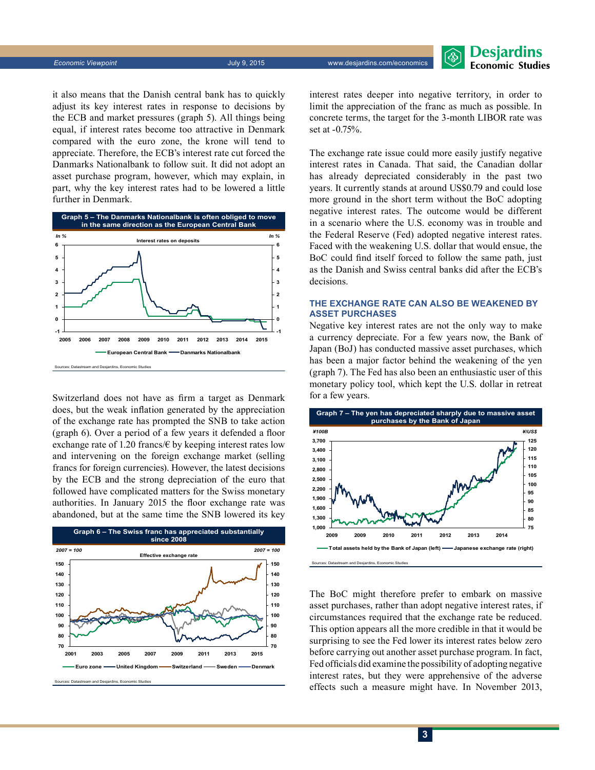it also means that the Danish central bank has to quickly adjust its key interest rates in response to decisions by the ECB and market pressures (graph 5). All things being equal, if interest rates become too attractive in Denmark compared with the euro zone, the krone will tend to appreciate. Therefore, the ECB's interest rate cut forced the Danmarks Nationalbank to follow suit. It did not adopt an asset purchase program, however, which may explain, in part, why the key interest rates had to be lowered a little further in Denmark.

**Graph 5 – The Danmarks Nationalbank is often obliged to move in the same direction as the European Central Bank**

Sources: Datastream and Desjardins, Economic Studies

Switzerland does not have as firm a target as Denmark does, but the weak inflation generated by the appreciation of the exchange rate has prompted the SNB to take action (graph 6). Over a period of a few years it defended a floor exchange rate of 1.20 francs/€ by keeping interest rates low and intervening on the foreign exchange market (selling francs for foreign currencies). However, the latest decisions by the ECB and the strong depreciation of the euro that followed have complicated matters for the Swiss monetary authorities. In January 2015 the floor exchange rate was abandoned, but at the same time the SNB lowered its key interest rates deeper into negative territory, in order to limit the appreciation of the franc as much as possible. In concrete terms, the target for the 3-month LIBOR rate was set at -0.75%.

**Graph 6 – The Swiss franc has appreciated substantially since 2008**

Sources: Datastream and Desjardins, Economic Studies

The exchange rate issue could more easily justify negative interest rates in Canada. That said, the Canadian dollar has already depreciated considerably in the past two years. It currently stands at around US$0.79 and could lose more ground in the short term without the BoC adopting negative interest rates. The outcome would be different in a scenario where the U.S. economy was in trouble and the Federal Reserve (Fed) adopted negative interest rates. Faced with the weakening U.S. dollar that would ensue, the BoC could find itself forced to follow the same path, just as the Danish and Swiss central banks did after the ECB's decisions.

## THE EXCHANGE RATE CAN ALSO BE WEAKENED BY ASSET PURCHASES

Negative key interest rates are not the only way to make a currency depreciate. For a few years now, the Bank of Japan (BoJ) has conducted massive asset purchases, which has been a major factor behind the weakening of the yen (graph 7). The Fed has also been an enthusiastic user of this monetary policy tool, which kept the U.S. dollar in retreat for a few years.

**Graph 7 – The yen has depreciated sharply due to massive asset purchases by the Bank of Japan**

Sources: Datastream and Desjardins, Economic Studies

The BoC might therefore prefer to embark on massive asset purchases, rather than adopt negative interest rates, if circumstances required that the exchange rate be reduced. This option appears all the more credible in that it would be surprising to see the Fed lower its interest rates below zero before carrying out another asset purchase program. In fact, Fed officials did examine the possibility of adopting negative interest rates, but they were apprehensive of the adverse effects such a measure might have. In November 2013,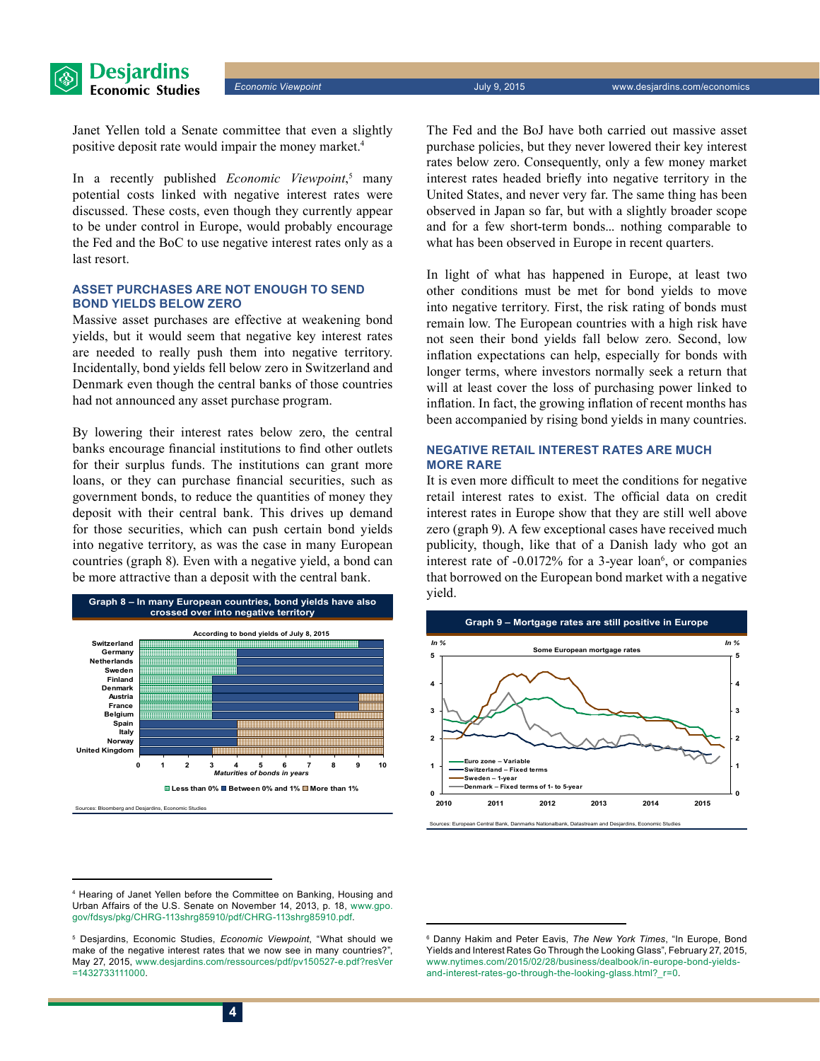Janet Yellen told a Senate committee that even a slightly positive deposit rate would impair the money market.[4]

In a recently published *Economic Viewpoint*,[5] many potential costs linked with negative interest rates were discussed. These costs, even though they currently appear to be under control in Europe, would probably encourage the Fed and the BoC to use negative interest rates only as a last resort.

## ASSET PURCHASES ARE NOT ENOUGH TO SEND BOND YIELDS BELOW ZERO

Massive asset purchases are effective at weakening bond yields, but it would seem that negative key interest rates are needed to really push them into negative territory. Incidentally, bond yields fell below zero in Switzerland and Denmark even though the central banks of those countries had not announced any asset purchase program.

By lowering their interest rates below zero, the central banks encourage financial institutions to find other outlets for their surplus funds. The institutions can grant more loans, or they can purchase financial securities, such as government bonds, to reduce the quantities of money they deposit with their central bank. This drives up demand for those securities, which can push certain bond yields into negative territory, as was the case in many European countries (graph 8). Even with a negative yield, a bond can be more attractive than a deposit with the central bank.

**Graph 8 – In many European countries, bond yields have also crossed over into negative territory**

Sources: Bloomberg and Desjardins, Economic Studies

The Fed and the BoJ have both carried out massive asset purchase policies, but they never lowered their key interest rates below zero. Consequently, only a few money market interest rates headed briefly into negative territory in the United States, and never very far. The same thing has been observed in Japan so far, but with a slightly broader scope and for a few short-term bonds... nothing comparable to what has been observed in Europe in recent quarters.

In light of what has happened in Europe, at least two other conditions must be met for bond yields to move into negative territory. First, the risk rating of bonds must remain low. The European countries with a high risk have not seen their bond yields fall below zero. Second, low inflation expectations can help, especially for bonds with longer terms, where investors normally seek a return that will at least cover the loss of purchasing power linked to inflation. In fact, the growing inflation of recent months has been accompanied by rising bond yields in many countries.

## NEGATIVE RETAIL INTEREST RATES ARE MUCH MORE RARE

It is even more difficult to meet the conditions for negative retail interest rates to exist. The official data on credit interest rates in Europe show that they are still well above zero (graph 9). A few exceptional cases have received much publicity, though, like that of a Danish lady who got an interest rate of -0.0172% for a 3-year loan[6], or companies that borrowed on the European bond market with a negative yield.

**Graph 9 – Mortgage rates are still positive in Europe**

Sources: European Central Bank, Danmarks Nationalbank, Datastream and Desjardins, Economic Studies

---

[4] Hearing of Janet Yellen before the Committee on Banking, Housing and Urban Affairs of the U.S. Senate on November 14, 2013, p. 18, www.gpo.gov/fdsys/pkg/CHRG-113shrg85910/pdf/CHRG-113shrg85910.pdf.

[5] Desjardins, Economic Studies, *Economic Viewpoint*, "What should we make of the negative interest rates that we now see in many countries?", May 27, 2015, www.desjardins.com/ressources/pdf/pv150527-e.pdf?resVer=1432733111000.

[6] Danny Hakim and Peter Eavis, *The New York Times*, "In Europe, Bond Yields and Interest Rates Go Through the Looking Glass", February 27, 2015, www.nytimes.com/2015/02/28/business/dealbook/in-europe-bond-yields-and-interest-rates-go-through-the-looking-glass.html?_r=0.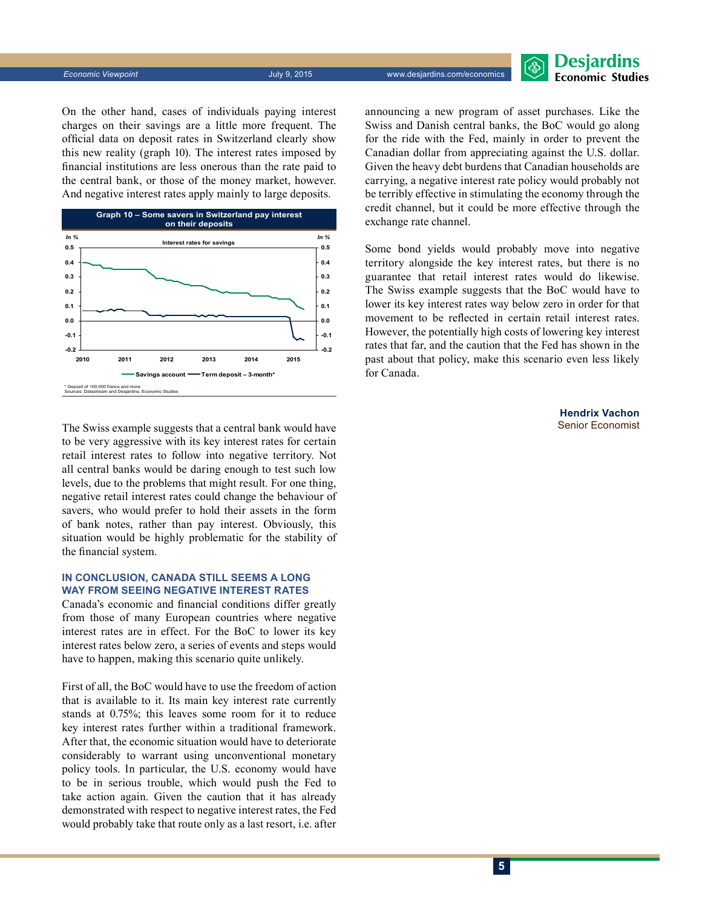On the other hand, cases of individuals paying interest charges on their savings are a little more frequent. The official data on deposit rates in Switzerland clearly show this new reality (graph 10). The interest rates imposed by financial institutions are less onerous than the rate paid to the central bank, or those of the money market, however. And negative interest rates apply mainly to large deposits.

**Graph 10 – Some savers in Switzerland pay interest on their deposits**

In %

In %

Interest rates for savings

0.5

0.4

0.3

0.2

0.1

0.0

-0.1

-0.2

2010 2011 2012 2013 2014 2015

Savings account

Term deposit – 3-month*

\* Deposit of 100,000 francs and more.
Sources: Datastream and Desjardins, Economic Studies

The Swiss example suggests that a central bank would have to be very aggressive with its key interest rates for certain retail interest rates to follow into negative territory. Not all central banks would be daring enough to test such low levels, due to the problems that might result. For one thing, negative retail interest rates could change the behaviour of savers, who would prefer to hold their assets in the form of bank notes, rather than pay interest. Obviously, this situation would be highly problematic for the stability of the financial system.

### IN CONCLUSION, CANADA STILL SEEMS A LONG WAY FROM SEEING NEGATIVE INTEREST RATES

Canada's economic and financial conditions differ greatly from those of many European countries where negative interest rates are in effect. For the BoC to lower its key interest rates below zero, a series of events and steps would have to happen, making this scenario quite unlikely.

First of all, the BoC would have to use the freedom of action that is available to it. Its main key interest rate currently stands at 0.75%; this leaves some room for it to reduce key interest rates further within a traditional framework. After that, the economic situation would have to deteriorate considerably to warrant using unconventional monetary policy tools. In particular, the U.S. economy would have to be in serious trouble, which would push the Fed to take action again. Given the caution that it has already demonstrated with respect to negative interest rates, the Fed would probably take that route only as a last resort, i.e. after announcing a new program of asset purchases. Like the Swiss and Danish central banks, the BoC would go along for the ride with the Fed, mainly in order to prevent the Canadian dollar from appreciating against the U.S. dollar. Given the heavy debt burdens that Canadian households are carrying, a negative interest rate policy would probably not be terribly effective in stimulating the economy through the credit channel, but it could be more effective through the exchange rate channel.

Some bond yields would probably move into negative territory alongside the key interest rates, but there is no guarantee that retail interest rates would do likewise. The Swiss example suggests that the BoC would have to lower its key interest rates way below zero in order for that movement to be reflected in certain retail interest rates. However, the potentially high costs of lowering key interest rates that far, and the caution that the Fed has shown in the past about that policy, make this scenario even less likely for Canada.

**Hendrix Vachon**
Senior Economist